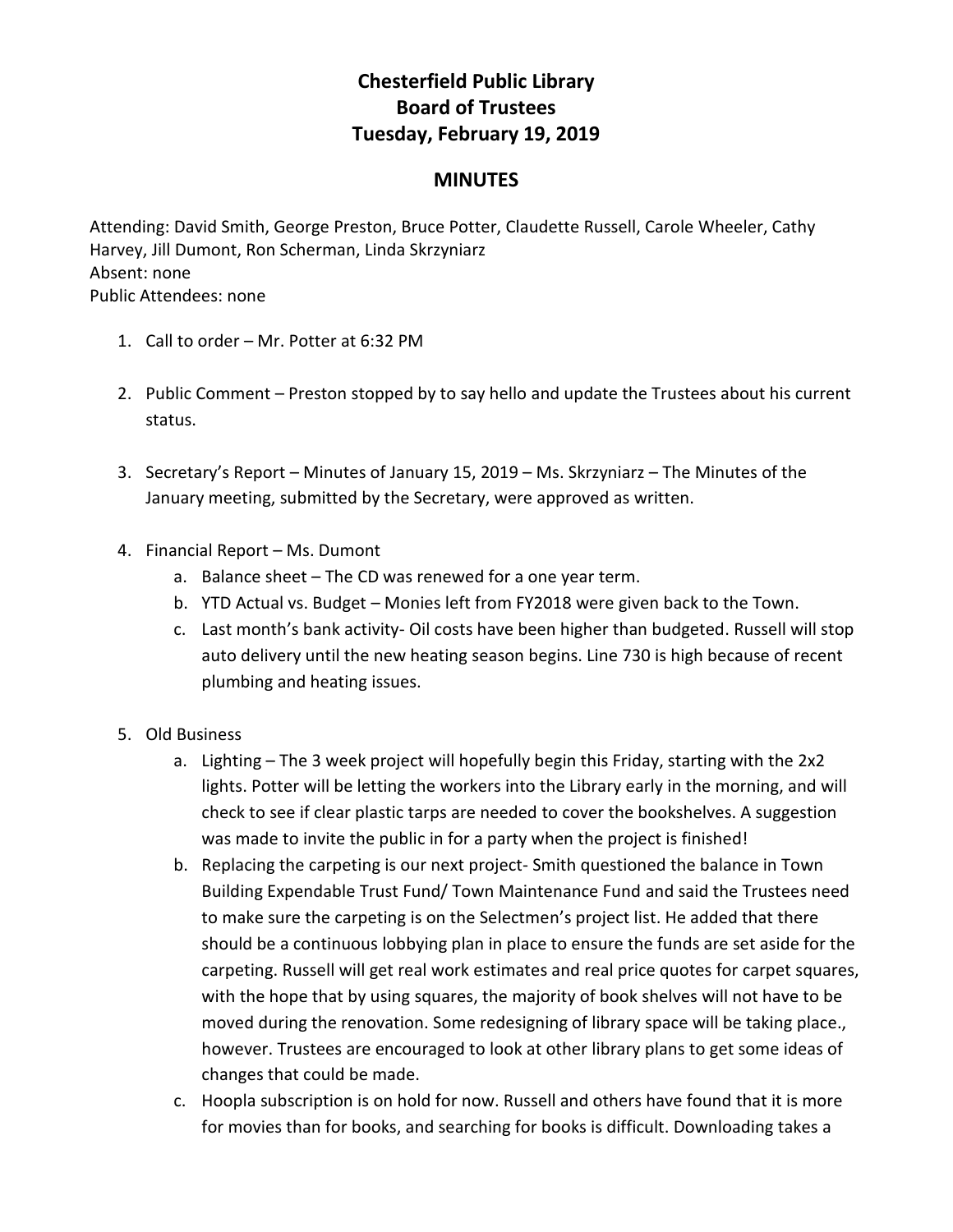# Chesterfield Public Library
## Board of Trustees
## Tuesday, February 19, 2019

## MINUTES

Attending: David Smith, George Preston, Bruce Potter, Claudette Russell, Carole Wheeler, Cathy Harvey, Jill Dumont, Ron Scherman, Linda Skrzyniarz
Absent: none
Public Attendees: none

1. Call to order – Mr. Potter at 6:32 PM

2. Public Comment – Preston stopped by to say hello and update the Trustees about his current status.

3. Secretary's Report – Minutes of January 15, 2019 – Ms. Skrzyniarz – The Minutes of the January meeting, submitted by the Secretary, were approved as written.

4. Financial Report – Ms. Dumont
   a. Balance sheet – The CD was renewed for a one year term.
   b. YTD Actual vs. Budget – Monies left from FY2018 were given back to the Town.
   c. Last month's bank activity- Oil costs have been higher than budgeted. Russell will stop auto delivery until the new heating season begins. Line 730 is high because of recent plumbing and heating issues.

5. Old Business
   a. Lighting – The 3 week project will hopefully begin this Friday, starting with the 2x2 lights. Potter will be letting the workers into the Library early in the morning, and will check to see if clear plastic tarps are needed to cover the bookshelves. A suggestion was made to invite the public in for a party when the project is finished!
   b. Replacing the carpeting is our next project- Smith questioned the balance in Town Building Expendable Trust Fund/ Town Maintenance Fund and said the Trustees need to make sure the carpeting is on the Selectmen's project list. He added that there should be a continuous lobbying plan in place to ensure the funds are set aside for the carpeting. Russell will get real work estimates and real price quotes for carpet squares, with the hope that by using squares, the majority of book shelves will not have to be moved during the renovation. Some redesigning of library space will be taking place., however. Trustees are encouraged to look at other library plans to get some ideas of changes that could be made.
   c. Hoopla subscription is on hold for now. Russell and others have found that it is more for movies than for books, and searching for books is difficult. Downloading takes a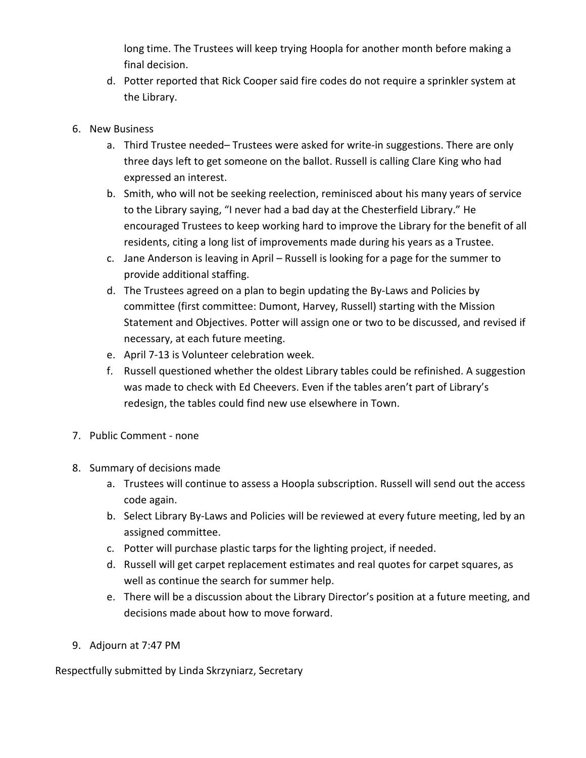long time. The Trustees will keep trying Hoopla for another month before making a final decision.

d. Potter reported that Rick Cooper said fire codes do not require a sprinkler system at the Library.

6. New Business
   a. Third Trustee needed– Trustees were asked for write-in suggestions. There are only three days left to get someone on the ballot. Russell is calling Clare King who had expressed an interest.
   b. Smith, who will not be seeking reelection, reminisced about his many years of service to the Library saying, "I never had a bad day at the Chesterfield Library." He encouraged Trustees to keep working hard to improve the Library for the benefit of all residents, citing a long list of improvements made during his years as a Trustee.
   c. Jane Anderson is leaving in April – Russell is looking for a page for the summer to provide additional staffing.
   d. The Trustees agreed on a plan to begin updating the By-Laws and Policies by committee (first committee: Dumont, Harvey, Russell) starting with the Mission Statement and Objectives. Potter will assign one or two to be discussed, and revised if necessary, at each future meeting.
   e. April 7-13 is Volunteer celebration week.
   f. Russell questioned whether the oldest Library tables could be refinished. A suggestion was made to check with Ed Cheevers. Even if the tables aren't part of Library's redesign, the tables could find new use elsewhere in Town.

7. Public Comment - none

8. Summary of decisions made
   a. Trustees will continue to assess a Hoopla subscription. Russell will send out the access code again.
   b. Select Library By-Laws and Policies will be reviewed at every future meeting, led by an assigned committee.
   c. Potter will purchase plastic tarps for the lighting project, if needed.
   d. Russell will get carpet replacement estimates and real quotes for carpet squares, as well as continue the search for summer help.
   e. There will be a discussion about the Library Director's position at a future meeting, and decisions made about how to move forward.

9. Adjourn at 7:47 PM

Respectfully submitted by Linda Skrzyniarz, Secretary